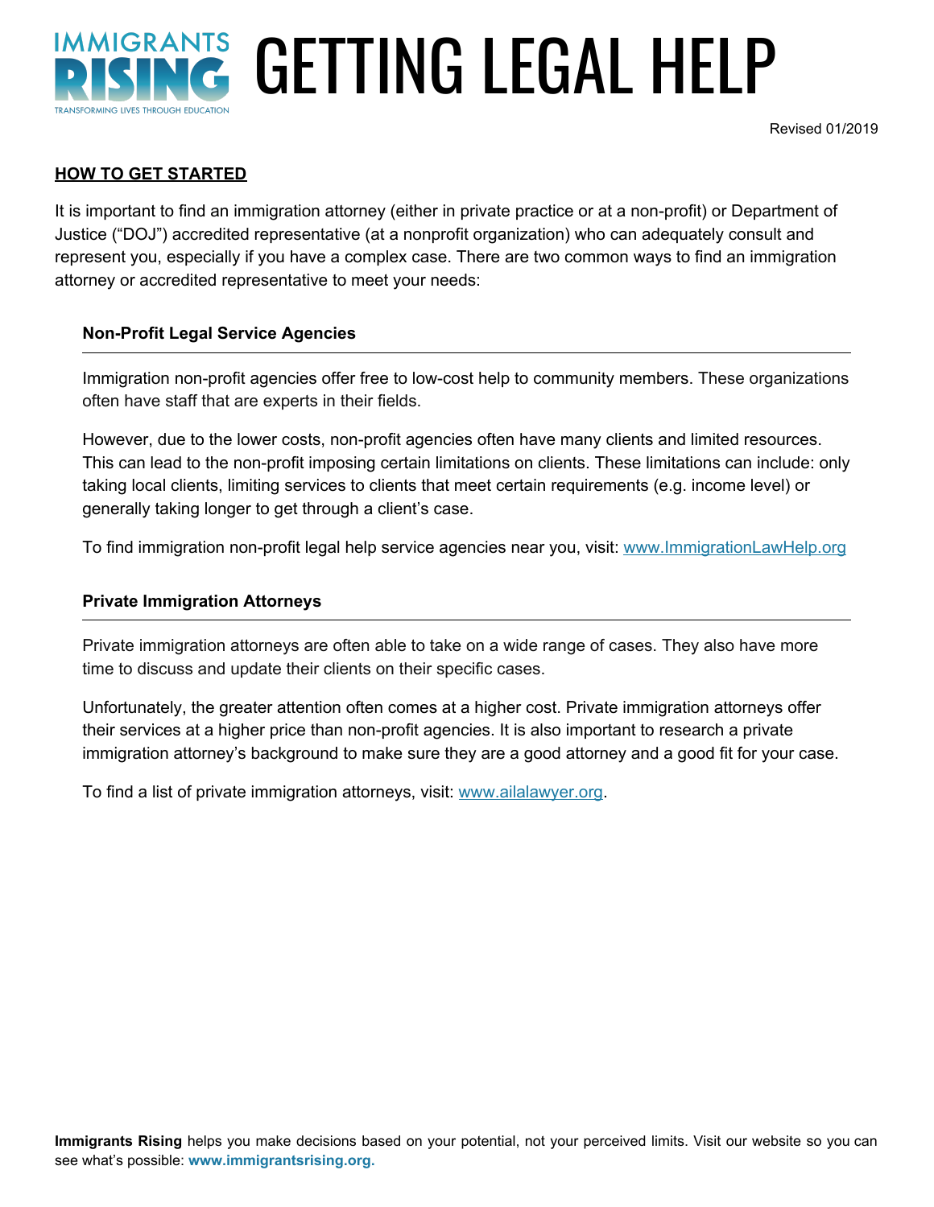# GETTING LEGAL HELP

Revised 01/2019

## HOW TO GET STARTED

It is important to find an immigration attorney (either in private practice or at a non-profit) or Department of Justice ("DOJ") accredited representative (at a nonprofit organization) who can adequately consult and represent you, especially if you have a complex case. There are two common ways to find an immigration attorney or accredited representative to meet your needs:

### Non-Profit Legal Service Agencies

Immigration non-profit agencies offer free to low-cost help to community members. These organizations often have staff that are experts in their fields.

However, due to the lower costs, non-profit agencies often have many clients and limited resources. This can lead to the non-profit imposing certain limitations on clients. These limitations can include: only taking local clients, limiting services to clients that meet certain requirements (e.g. income level) or generally taking longer to get through a client's case.

To find immigration non-profit legal help service agencies near you, visit: www.ImmigrationLawHelp.org

### Private Immigration Attorneys

Private immigration attorneys are often able to take on a wide range of cases. They also have more time to discuss and update their clients on their specific cases.

Unfortunately, the greater attention often comes at a higher cost. Private immigration attorneys offer their services at a higher price than non-profit agencies. It is also important to research a private immigration attorney's background to make sure they are a good attorney and a good fit for your case.

To find a list of private immigration attorneys, visit: www.ailalawyer.org.

**Immigrants Rising** helps you make decisions based on your potential, not your perceived limits. Visit our website so you can see what's possible: **www.immigrantsrising.org.**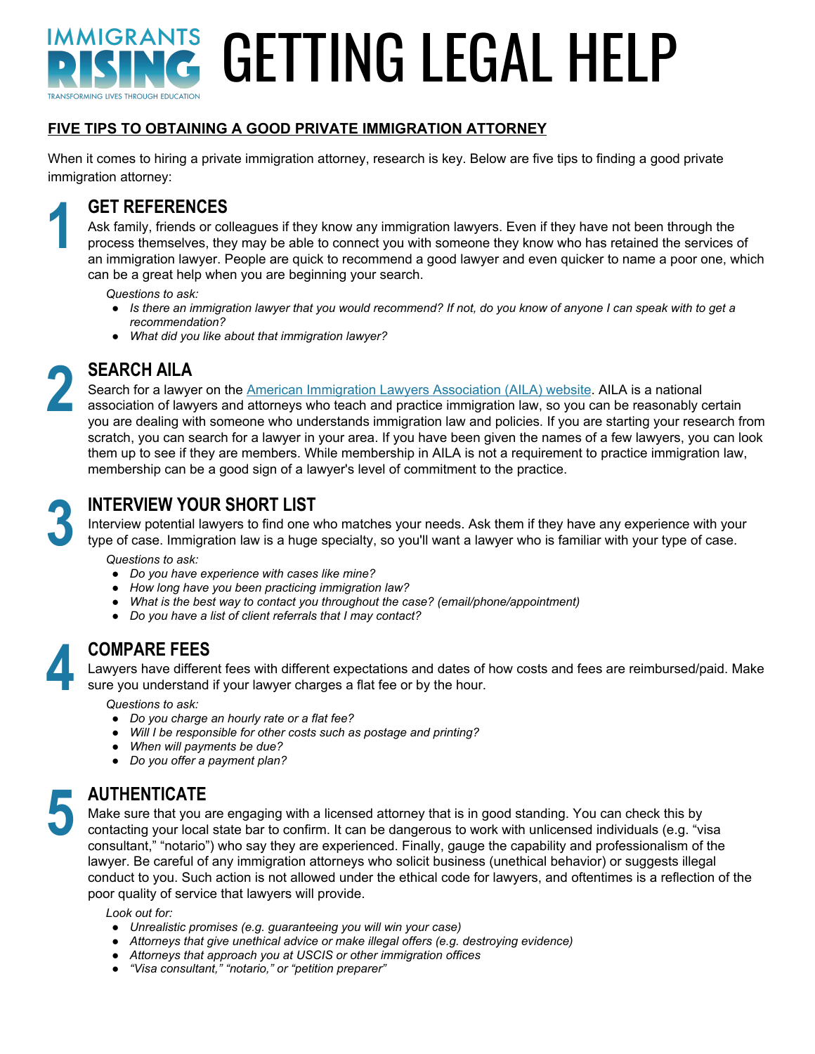# GETTING LEGAL HELP

IMMIGRANTS RISING
TRANSFORMING LIVES THROUGH EDUCATION

## FIVE TIPS TO OBTAINING A GOOD PRIVATE IMMIGRATION ATTORNEY

When it comes to hiring a private immigration attorney, research is key. Below are five tips to finding a good private immigration attorney:

### 1 GET REFERENCES

Ask family, friends or colleagues if they know any immigration lawyers. Even if they have not been through the process themselves, they may be able to connect you with someone they know who has retained the services of an immigration lawyer. People are quick to recommend a good lawyer and even quicker to name a poor one, which can be a great help when you are beginning your search.

*Questions to ask:*

- *Is there an immigration lawyer that you would recommend? If not, do you know of anyone I can speak with to get a recommendation?*
- *What did you like about that immigration lawyer?*

### 2 SEARCH AILA

Search for a lawyer on the American Immigration Lawyers Association (AILA) website. AILA is a national association of lawyers and attorneys who teach and practice immigration law, so you can be reasonably certain you are dealing with someone who understands immigration law and policies. If you are starting your research from scratch, you can search for a lawyer in your area. If you have been given the names of a few lawyers, you can look them up to see if they are members. While membership in AILA is not a requirement to practice immigration law, membership can be a good sign of a lawyer's level of commitment to the practice.

### 3 INTERVIEW YOUR SHORT LIST

Interview potential lawyers to find one who matches your needs. Ask them if they have any experience with your type of case. Immigration law is a huge specialty, so you'll want a lawyer who is familiar with your type of case.

*Questions to ask:*

- *Do you have experience with cases like mine?*
- *How long have you been practicing immigration law?*
- *What is the best way to contact you throughout the case? (email/phone/appointment)*
- *Do you have a list of client referrals that I may contact?*

### 4 COMPARE FEES

Lawyers have different fees with different expectations and dates of how costs and fees are reimbursed/paid. Make sure you understand if your lawyer charges a flat fee or by the hour.

*Questions to ask:*

- *Do you charge an hourly rate or a flat fee?*
- *Will I be responsible for other costs such as postage and printing?*
- *When will payments be due?*
- *Do you offer a payment plan?*

### 5 AUTHENTICATE

Make sure that you are engaging with a licensed attorney that is in good standing. You can check this by contacting your local state bar to confirm. It can be dangerous to work with unlicensed individuals (e.g. "visa consultant," "notario") who say they are experienced. Finally, gauge the capability and professionalism of the lawyer. Be careful of any immigration attorneys who solicit business (unethical behavior) or suggests illegal conduct to you. Such action is not allowed under the ethical code for lawyers, and oftentimes is a reflection of the poor quality of service that lawyers will provide.

*Look out for:*

- *Unrealistic promises (e.g. guaranteeing you will win your case)*
- *Attorneys that give unethical advice or make illegal offers (e.g. destroying evidence)*
- *Attorneys that approach you at USCIS or other immigration offices*
- *"Visa consultant," "notario," or "petition preparer"*